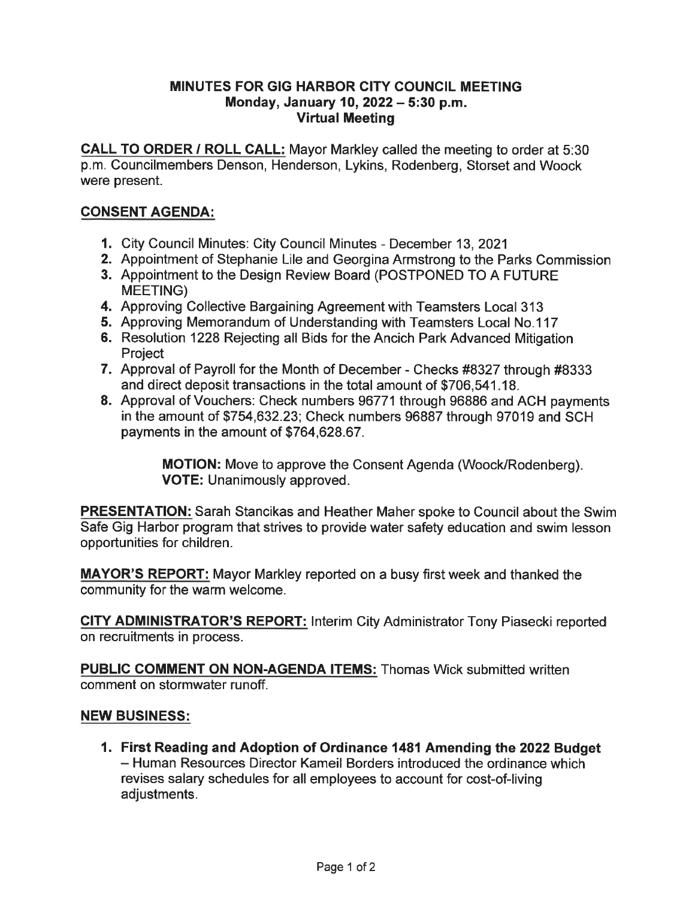# MINUTES FOR GIG HARBOR CITY COUNCIL MEETING
## Monday, January 10, 2022 – 5:30 p.m.
## Virtual Meeting

**CALL TO ORDER / ROLL CALL:** Mayor Markley called the meeting to order at 5:30 p.m. Councilmembers Denson, Henderson, Lykins, Rodenberg, Storset and Woock were present.

**CONSENT AGENDA:**

1. City Council Minutes: City Council Minutes - December 13, 2021
2. Appointment of Stephanie Lile and Georgina Armstrong to the Parks Commission
3. Appointment to the Design Review Board (POSTPONED TO A FUTURE MEETING)
4. Approving Collective Bargaining Agreement with Teamsters Local 313
5. Approving Memorandum of Understanding with Teamsters Local No.117
6. Resolution 1228 Rejecting all Bids for the Ancich Park Advanced Mitigation Project
7. Approval of Payroll for the Month of December - Checks #8327 through #8333 and direct deposit transactions in the total amount of $706,541.18.
8. Approval of Vouchers: Check numbers 96771 through 96886 and ACH payments in the amount of $754,632.23; Check numbers 96887 through 97019 and SCH payments in the amount of $764,628.67.

> **MOTION:** Move to approve the Consent Agenda (Woock/Rodenberg).
> **VOTE:** Unanimously approved.

**PRESENTATION:** Sarah Stancikas and Heather Maher spoke to Council about the Swim Safe Gig Harbor program that strives to provide water safety education and swim lesson opportunities for children.

**MAYOR'S REPORT:** Mayor Markley reported on a busy first week and thanked the community for the warm welcome.

**CITY ADMINISTRATOR'S REPORT:** Interim City Administrator Tony Piasecki reported on recruitments in process.

**PUBLIC COMMENT ON NON-AGENDA ITEMS:** Thomas Wick submitted written comment on stormwater runoff.

**NEW BUSINESS:**

1. **First Reading and Adoption of Ordinance 1481 Amending the 2022 Budget** – Human Resources Director Kameil Borders introduced the ordinance which revises salary schedules for all employees to account for cost-of-living adjustments.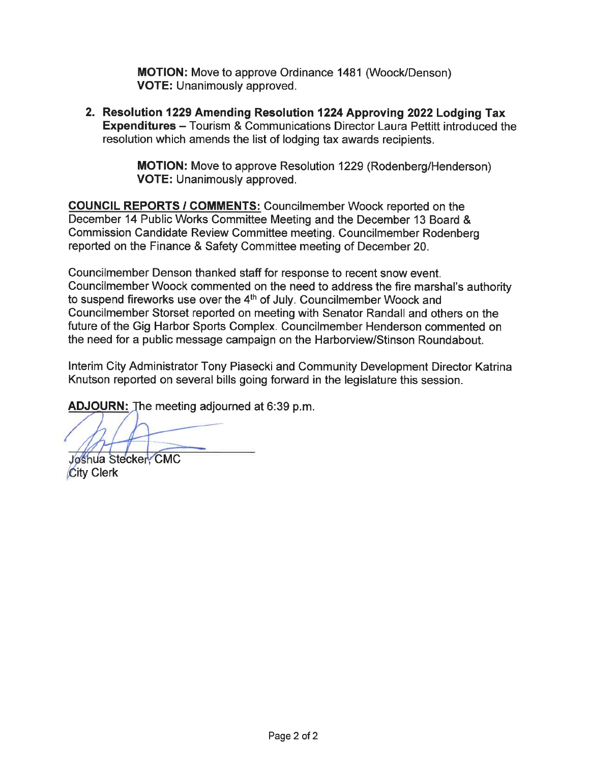**MOTION:** Move to approve Ordinance 1481 (Woock/Denson)
**VOTE:** Unanimously approved.

2. **Resolution 1229 Amending Resolution 1224 Approving 2022 Lodging Tax Expenditures** – Tourism & Communications Director Laura Pettitt introduced the resolution which amends the list of lodging tax awards recipients.

   **MOTION:** Move to approve Resolution 1229 (Rodenberg/Henderson)
   **VOTE:** Unanimously approved.

**COUNCIL REPORTS / COMMENTS:** Councilmember Woock reported on the December 14 Public Works Committee Meeting and the December 13 Board & Commission Candidate Review Committee meeting. Councilmember Rodenberg reported on the Finance & Safety Committee meeting of December 20.

Councilmember Denson thanked staff for response to recent snow event. Councilmember Woock commented on the need to address the fire marshal's authority to suspend fireworks use over the 4th of July. Councilmember Woock and Councilmember Storset reported on meeting with Senator Randall and others on the future of the Gig Harbor Sports Complex. Councilmember Henderson commented on the need for a public message campaign on the Harborview/Stinson Roundabout.

Interim City Administrator Tony Piasecki and Community Development Director Katrina Knutson reported on several bills going forward in the legislature this session.

**ADJOURN:** The meeting adjourned at 6:39 p.m.

Joshua Stecker, CMC
City Clerk